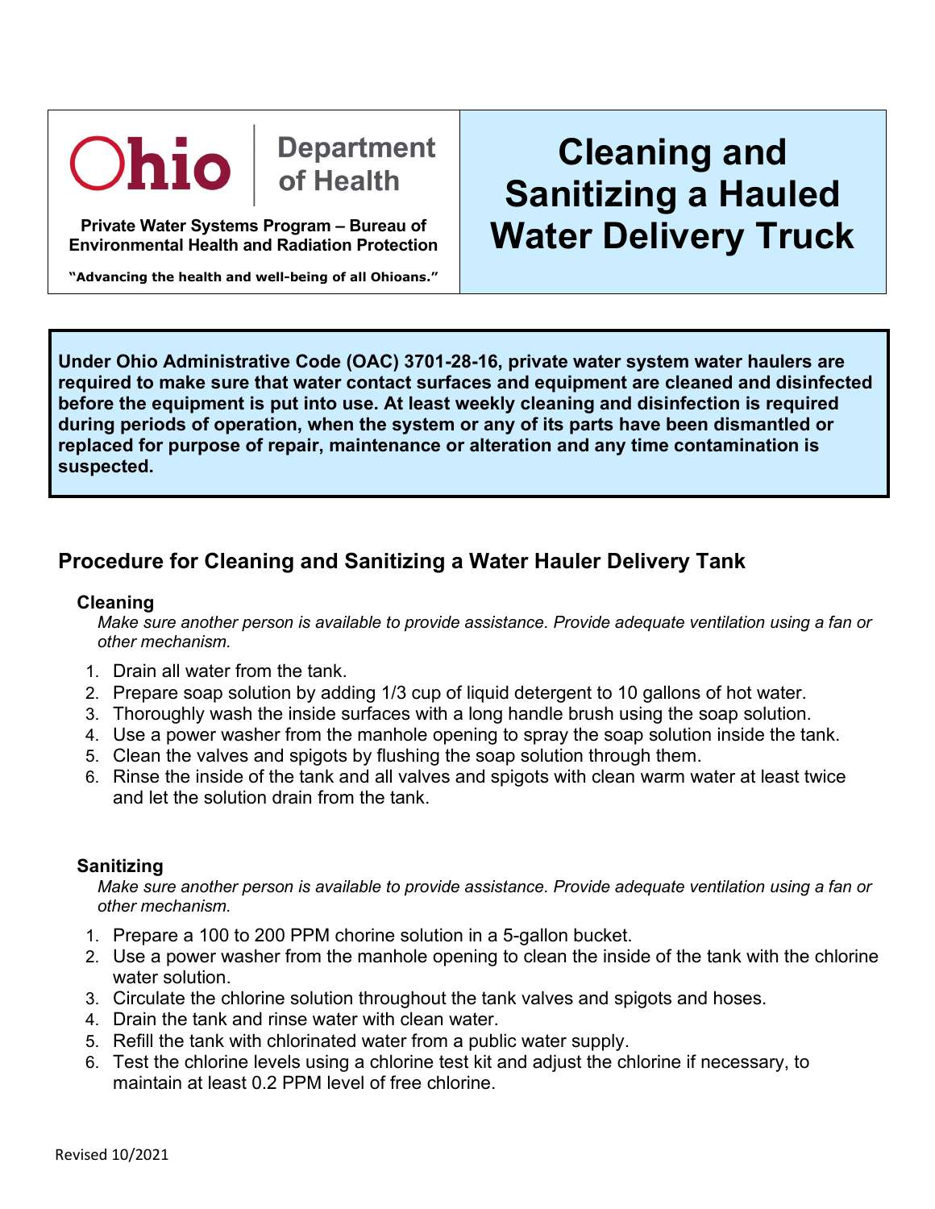**Ohio Department of Health**

**Private Water Systems Program – Bureau of Environmental Health and Radiation Protection**

**"Advancing the health and well-being of all Ohioans."**

# Cleaning and Sanitizing a Hauled Water Delivery Truck

**Under Ohio Administrative Code (OAC) 3701-28-16, private water system water haulers are required to make sure that water contact surfaces and equipment are cleaned and disinfected before the equipment is put into use. At least weekly cleaning and disinfection is required during periods of operation, when the system or any of its parts have been dismantled or replaced for purpose of repair, maintenance or alteration and any time contamination is suspected.**

## Procedure for Cleaning and Sanitizing a Water Hauler Delivery Tank

### Cleaning

*Make sure another person is available to provide assistance. Provide adequate ventilation using a fan or other mechanism.*

1. Drain all water from the tank.
2. Prepare soap solution by adding 1/3 cup of liquid detergent to 10 gallons of hot water.
3. Thoroughly wash the inside surfaces with a long handle brush using the soap solution.
4. Use a power washer from the manhole opening to spray the soap solution inside the tank.
5. Clean the valves and spigots by flushing the soap solution through them.
6. Rinse the inside of the tank and all valves and spigots with clean warm water at least twice and let the solution drain from the tank.

### Sanitizing

*Make sure another person is available to provide assistance. Provide adequate ventilation using a fan or other mechanism.*

1. Prepare a 100 to 200 PPM chorine solution in a 5-gallon bucket.
2. Use a power washer from the manhole opening to clean the inside of the tank with the chlorine water solution.
3. Circulate the chlorine solution throughout the tank valves and spigots and hoses.
4. Drain the tank and rinse water with clean water.
5. Refill the tank with chlorinated water from a public water supply.
6. Test the chlorine levels using a chlorine test kit and adjust the chlorine if necessary, to maintain at least 0.2 PPM level of free chlorine.

Revised 10/2021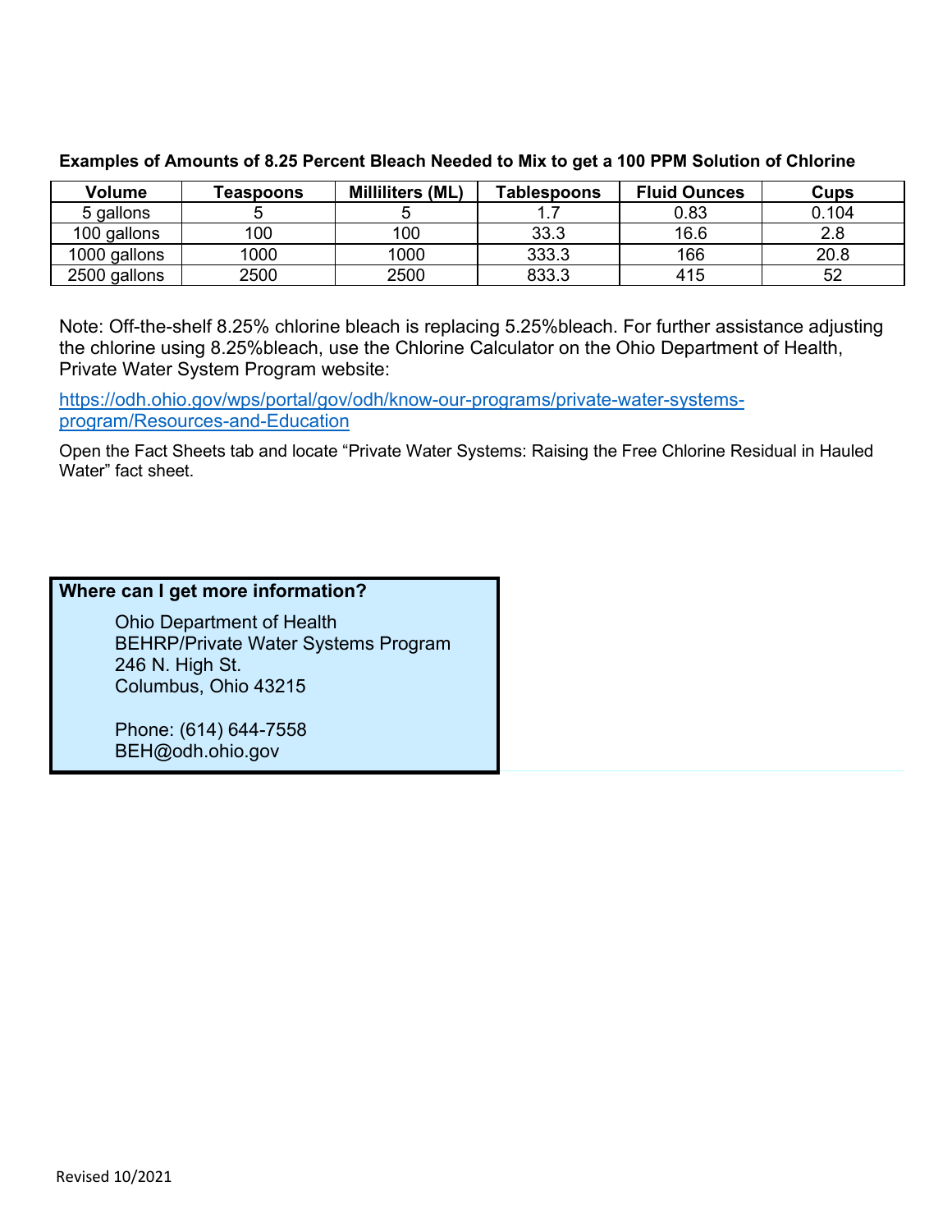**Examples of Amounts of 8.25 Percent Bleach Needed to Mix to get a 100 PPM Solution of Chlorine**

| Volume | Teaspoons | Milliliters (ML) | Tablespoons | Fluid Ounces | Cups |
|---|---|---|---|---|---|
| 5 gallons | 5 | 5 | 1.7 | 0.83 | 0.104 |
| 100 gallons | 100 | 100 | 33.3 | 16.6 | 2.8 |
| 1000 gallons | 1000 | 1000 | 333.3 | 166 | 20.8 |
| 2500 gallons | 2500 | 2500 | 833.3 | 415 | 52 |

Note: Off-the-shelf 8.25% chlorine bleach is replacing 5.25%bleach. For further assistance adjusting the chlorine using 8.25%bleach, use the Chlorine Calculator on the Ohio Department of Health, Private Water System Program website:

https://odh.ohio.gov/wps/portal/gov/odh/know-our-programs/private-water-systems-program/Resources-and-Education

Open the Fact Sheets tab and locate “Private Water Systems: Raising the Free Chlorine Residual in Hauled Water” fact sheet.

**Where can I get more information?**

Ohio Department of Health
BEHRP/Private Water Systems Program
246 N. High St.
Columbus, Ohio 43215

Phone: (614) 644-7558
BEH@odh.ohio.gov

Revised 10/2021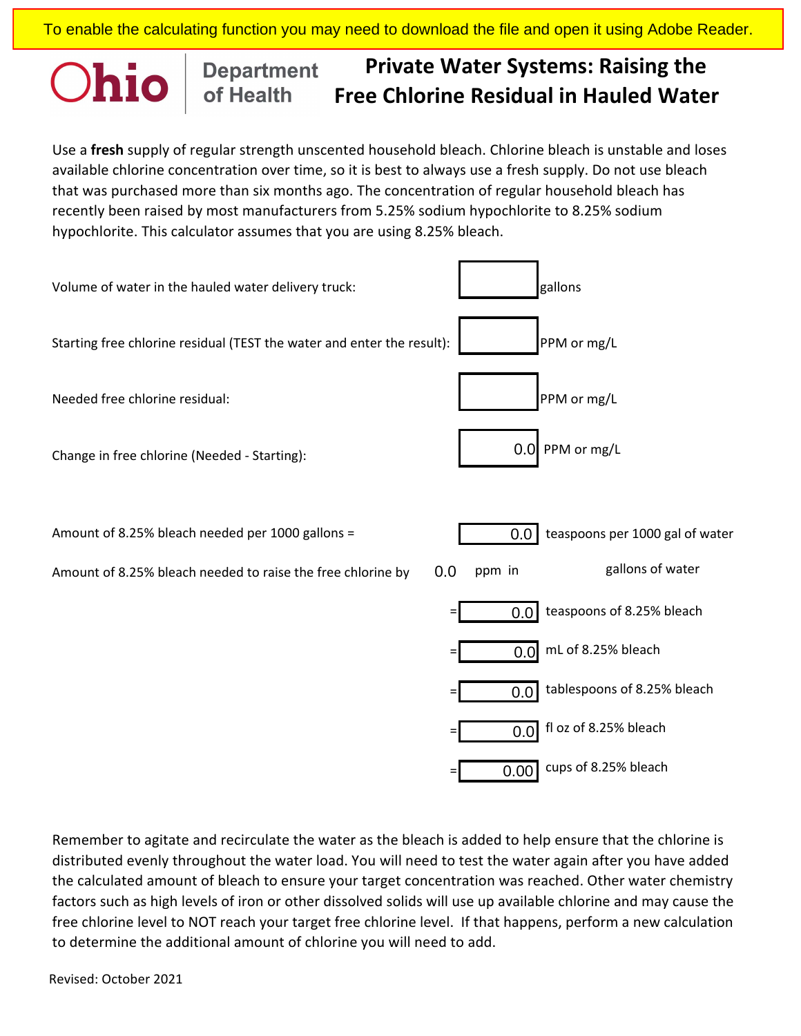To enable the calculating function you may need to download the file and open it using Adobe Reader.

Ohio Department of Health

# Private Water Systems: Raising the Free Chlorine Residual in Hauled Water

Use a **fresh** supply of regular strength unscented household bleach. Chlorine bleach is unstable and loses available chlorine concentration over time, so it is best to always use a fresh supply. Do not use bleach that was purchased more than six months ago. The concentration of regular household bleach has recently been raised by most manufacturers from 5.25% sodium hypochlorite to 8.25% sodium hypochlorite. This calculator assumes that you are using 8.25% bleach.

Volume of water in the hauled water delivery truck: [ ] gallons

Starting free chlorine residual (TEST the water and enter the result): [ ] PPM or mg/L

Needed free chlorine residual: [ ] PPM or mg/L

Change in free chlorine (Needed - Starting): 0.0 PPM or mg/L

Amount of 8.25% bleach needed per 1000 gallons = 0.0 teaspoons per 1000 gal of water

Amount of 8.25% bleach needed to raise the free chlorine by 0.0 ppm in gallons of water

= 0.0 teaspoons of 8.25% bleach

= 0.0 mL of 8.25% bleach

= 0.0 tablespoons of 8.25% bleach

= 0.0 fl oz of 8.25% bleach

= 0.00 cups of 8.25% bleach

Remember to agitate and recirculate the water as the bleach is added to help ensure that the chlorine is distributed evenly throughout the water load. You will need to test the water again after you have added the calculated amount of bleach to ensure your target concentration was reached. Other water chemistry factors such as high levels of iron or other dissolved solids will use up available chlorine and may cause the free chlorine level to NOT reach your target free chlorine level. If that happens, perform a new calculation to determine the additional amount of chlorine you will need to add.

Revised: October 2021